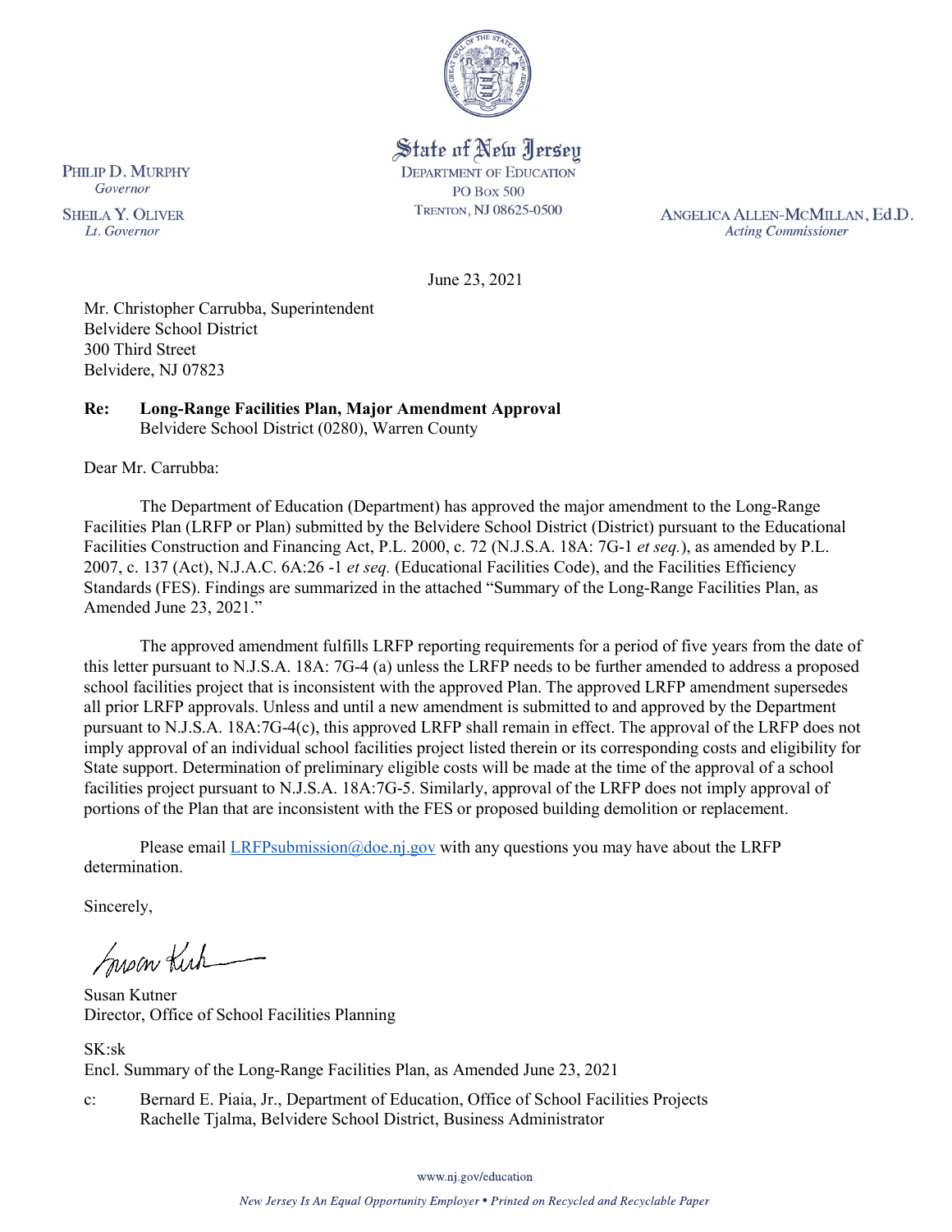State of New Jersey
DEPARTMENT OF EDUCATION
PO Box 500
TRENTON, NJ 08625-0500

PHILIP D. MURPHY
*Governor*

SHEILA Y. OLIVER
*Lt. Governor*

ANGELICA ALLEN-MCMILLAN, Ed.D.
*Acting Commissioner*

June 23, 2021

Mr. Christopher Carrubba, Superintendent
Belvidere School District
300 Third Street
Belvidere, NJ 07823

**Re: Long-Range Facilities Plan, Major Amendment Approval**
Belvidere School District (0280), Warren County

Dear Mr. Carrubba:

The Department of Education (Department) has approved the major amendment to the Long-Range Facilities Plan (LRFP or Plan) submitted by the Belvidere School District (District) pursuant to the Educational Facilities Construction and Financing Act, P.L. 2000, c. 72 (N.J.S.A. 18A: 7G-1 *et seq.*), as amended by P.L. 2007, c. 137 (Act), N.J.A.C. 6A:26 -1 *et seq.* (Educational Facilities Code), and the Facilities Efficiency Standards (FES). Findings are summarized in the attached "Summary of the Long-Range Facilities Plan, as Amended June 23, 2021."

The approved amendment fulfills LRFP reporting requirements for a period of five years from the date of this letter pursuant to N.J.S.A. 18A: 7G-4 (a) unless the LRFP needs to be further amended to address a proposed school facilities project that is inconsistent with the approved Plan. The approved LRFP amendment supersedes all prior LRFP approvals. Unless and until a new amendment is submitted to and approved by the Department pursuant to N.J.S.A. 18A:7G-4(c), this approved LRFP shall remain in effect. The approval of the LRFP does not imply approval of an individual school facilities project listed therein or its corresponding costs and eligibility for State support. Determination of preliminary eligible costs will be made at the time of the approval of a school facilities project pursuant to N.J.S.A. 18A:7G-5. Similarly, approval of the LRFP does not imply approval of portions of the Plan that are inconsistent with the FES or proposed building demolition or replacement.

Please email LRFPsubmission@doe.nj.gov with any questions you may have about the LRFP determination.

Sincerely,

Susan Kutner
Director, Office of School Facilities Planning

SK:sk
Encl. Summary of the Long-Range Facilities Plan, as Amended June 23, 2021

c: Bernard E. Piaia, Jr., Department of Education, Office of School Facilities Projects
Rachelle Tjalma, Belvidere School District, Business Administrator

www.nj.gov/education

*New Jersey Is An Equal Opportunity Employer • Printed on Recycled and Recyclable Paper*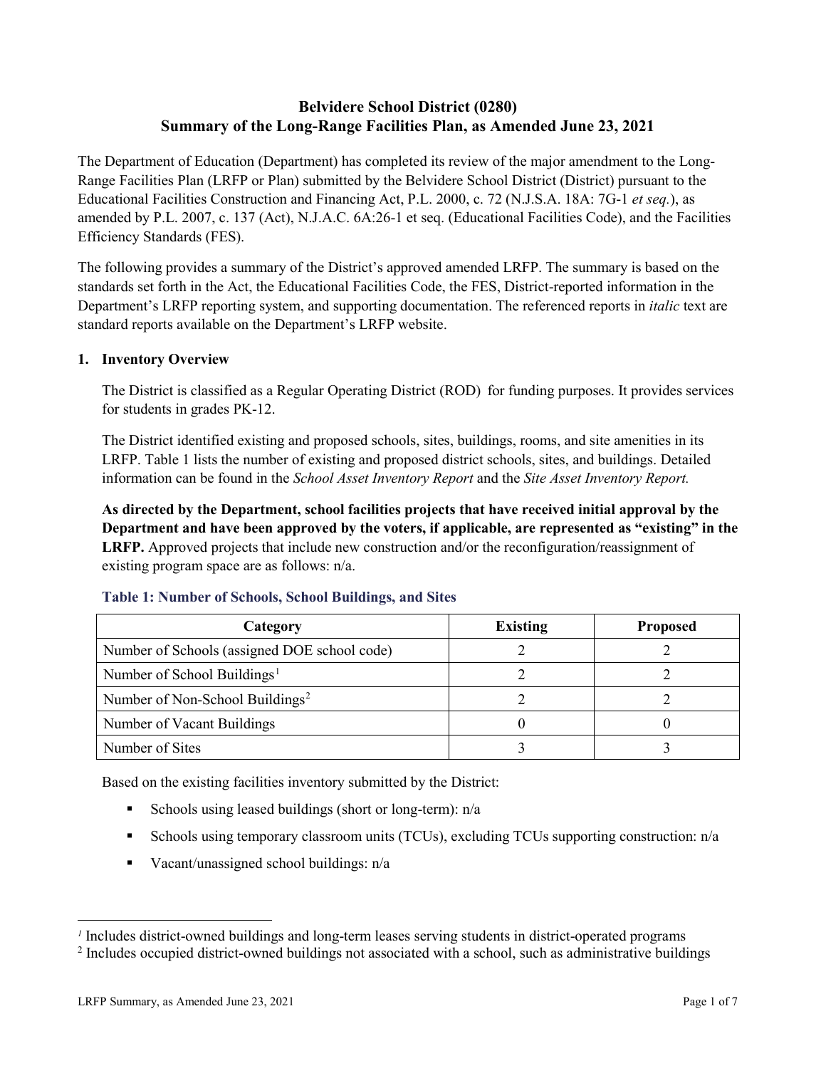# Belvidere School District (0280)
# Summary of the Long-Range Facilities Plan, as Amended June 23, 2021

The Department of Education (Department) has completed its review of the major amendment to the Long-Range Facilities Plan (LRFP or Plan) submitted by the Belvidere School District (District) pursuant to the Educational Facilities Construction and Financing Act, P.L. 2000, c. 72 (N.J.S.A. 18A: 7G-1 *et seq.*), as amended by P.L. 2007, c. 137 (Act), N.J.A.C. 6A:26-1 et seq. (Educational Facilities Code), and the Facilities Efficiency Standards (FES).

The following provides a summary of the District's approved amended LRFP. The summary is based on the standards set forth in the Act, the Educational Facilities Code, the FES, District-reported information in the Department's LRFP reporting system, and supporting documentation. The referenced reports in *italic* text are standard reports available on the Department's LRFP website.

## 1. Inventory Overview

The District is classified as a Regular Operating District (ROD) for funding purposes. It provides services for students in grades PK-12.

The District identified existing and proposed schools, sites, buildings, rooms, and site amenities in its LRFP. Table 1 lists the number of existing and proposed district schools, sites, and buildings. Detailed information can be found in the *School Asset Inventory Report* and the *Site Asset Inventory Report.*

**As directed by the Department, school facilities projects that have received initial approval by the Department and have been approved by the voters, if applicable, are represented as "existing" in the LRFP.** Approved projects that include new construction and/or the reconfiguration/reassignment of existing program space are as follows: n/a.

### Table 1: Number of Schools, School Buildings, and Sites

| Category | Existing | Proposed |
|---|---|---|
| Number of Schools (assigned DOE school code) | 2 | 2 |
| Number of School Buildings[1] | 2 | 2 |
| Number of Non-School Buildings[2] | 2 | 2 |
| Number of Vacant Buildings | 0 | 0 |
| Number of Sites | 3 | 3 |

Based on the existing facilities inventory submitted by the District:

- Schools using leased buildings (short or long-term): n/a
- Schools using temporary classroom units (TCUs), excluding TCUs supporting construction: n/a
- Vacant/unassigned school buildings: n/a

[1] Includes district-owned buildings and long-term leases serving students in district-operated programs

[2] Includes occupied district-owned buildings not associated with a school, such as administrative buildings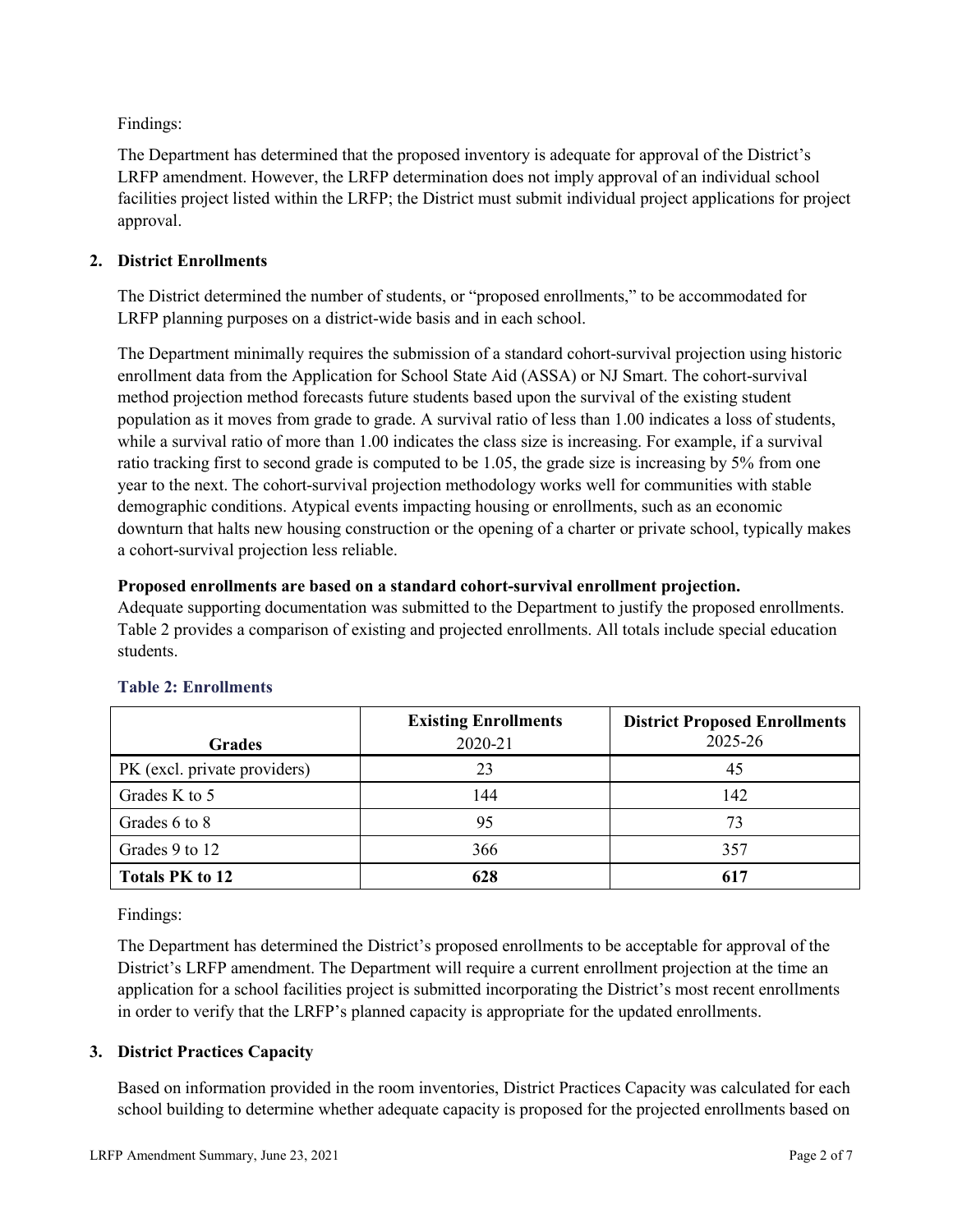Findings:

The Department has determined that the proposed inventory is adequate for approval of the District's LRFP amendment. However, the LRFP determination does not imply approval of an individual school facilities project listed within the LRFP; the District must submit individual project applications for project approval.

## 2. District Enrollments

The District determined the number of students, or "proposed enrollments," to be accommodated for LRFP planning purposes on a district-wide basis and in each school.

The Department minimally requires the submission of a standard cohort-survival projection using historic enrollment data from the Application for School State Aid (ASSA) or NJ Smart. The cohort-survival method projection method forecasts future students based upon the survival of the existing student population as it moves from grade to grade. A survival ratio of less than 1.00 indicates a loss of students, while a survival ratio of more than 1.00 indicates the class size is increasing. For example, if a survival ratio tracking first to second grade is computed to be 1.05, the grade size is increasing by 5% from one year to the next. The cohort-survival projection methodology works well for communities with stable demographic conditions. Atypical events impacting housing or enrollments, such as an economic downturn that halts new housing construction or the opening of a charter or private school, typically makes a cohort-survival projection less reliable.

**Proposed enrollments are based on a standard cohort-survival enrollment projection.**
Adequate supporting documentation was submitted to the Department to justify the proposed enrollments. Table 2 provides a comparison of existing and projected enrollments. All totals include special education students.

### Table 2: Enrollments

| Grades | Existing Enrollments 2020-21 | District Proposed Enrollments 2025-26 |
|---|---|---|
| PK (excl. private providers) | 23 | 45 |
| Grades K to 5 | 144 | 142 |
| Grades 6 to 8 | 95 | 73 |
| Grades 9 to 12 | 366 | 357 |
| **Totals PK to 12** | **628** | **617** |

Findings:

The Department has determined the District's proposed enrollments to be acceptable for approval of the District's LRFP amendment. The Department will require a current enrollment projection at the time an application for a school facilities project is submitted incorporating the District's most recent enrollments in order to verify that the LRFP's planned capacity is appropriate for the updated enrollments.

## 3. District Practices Capacity

Based on information provided in the room inventories, District Practices Capacity was calculated for each school building to determine whether adequate capacity is proposed for the projected enrollments based on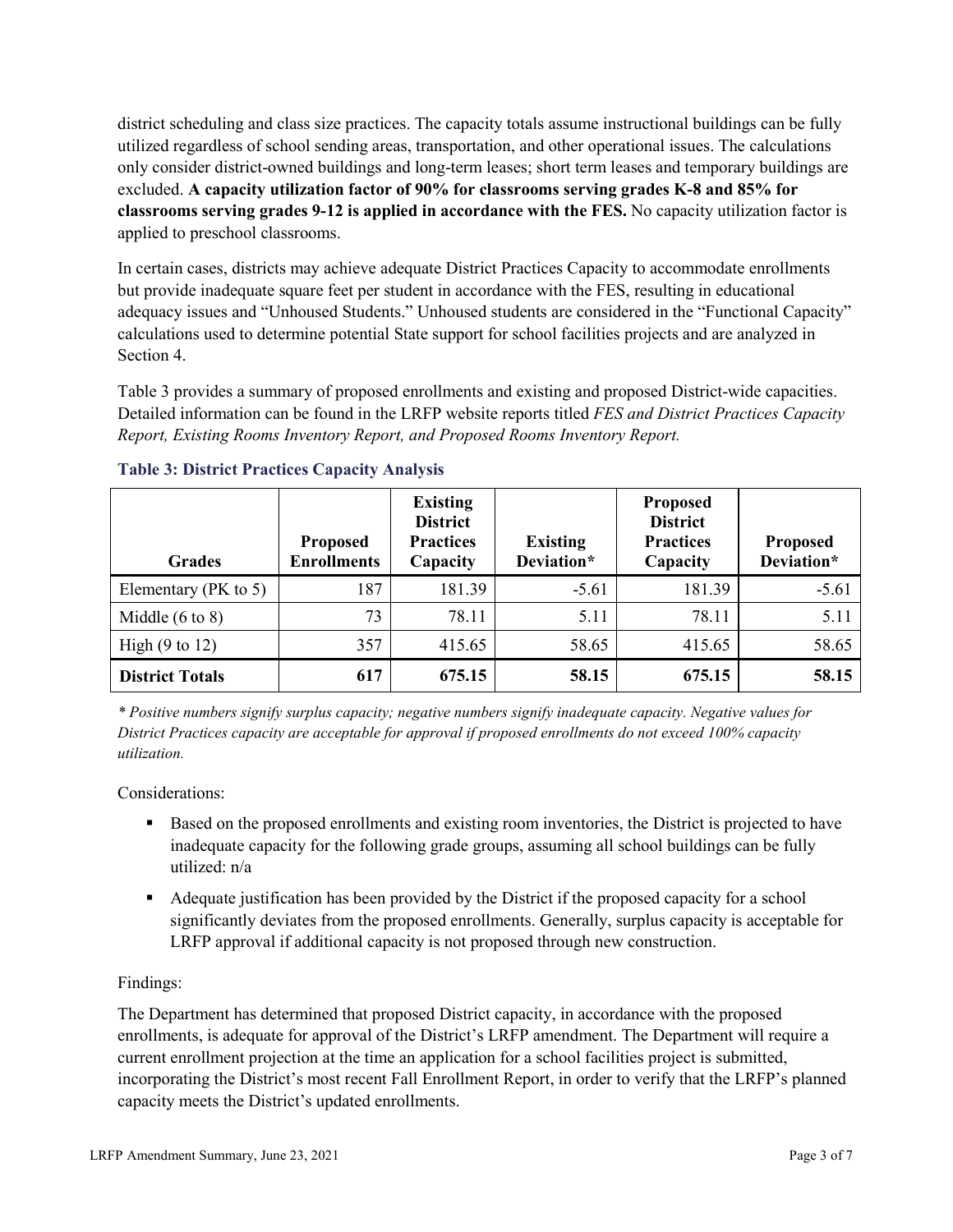district scheduling and class size practices. The capacity totals assume instructional buildings can be fully utilized regardless of school sending areas, transportation, and other operational issues. The calculations only consider district-owned buildings and long-term leases; short term leases and temporary buildings are excluded. **A capacity utilization factor of 90% for classrooms serving grades K-8 and 85% for classrooms serving grades 9-12 is applied in accordance with the FES.** No capacity utilization factor is applied to preschool classrooms.

In certain cases, districts may achieve adequate District Practices Capacity to accommodate enrollments but provide inadequate square feet per student in accordance with the FES, resulting in educational adequacy issues and "Unhoused Students." Unhoused students are considered in the "Functional Capacity" calculations used to determine potential State support for school facilities projects and are analyzed in Section 4.

Table 3 provides a summary of proposed enrollments and existing and proposed District-wide capacities. Detailed information can be found in the LRFP website reports titled *FES and District Practices Capacity Report, Existing Rooms Inventory Report, and Proposed Rooms Inventory Report.*

### Table 3: District Practices Capacity Analysis

| Grades | Proposed Enrollments | Existing District Practices Capacity | Existing Deviation* | Proposed District Practices Capacity | Proposed Deviation* |
|---|---|---|---|---|---|
| Elementary (PK to 5) | 187 | 181.39 | -5.61 | 181.39 | -5.61 |
| Middle (6 to 8) | 73 | 78.11 | 5.11 | 78.11 | 5.11 |
| High (9 to 12) | 357 | 415.65 | 58.65 | 415.65 | 58.65 |
| **District Totals** | **617** | **675.15** | **58.15** | **675.15** | **58.15** |

*\* Positive numbers signify surplus capacity; negative numbers signify inadequate capacity. Negative values for District Practices capacity are acceptable for approval if proposed enrollments do not exceed 100% capacity utilization.*

Considerations:

- Based on the proposed enrollments and existing room inventories, the District is projected to have inadequate capacity for the following grade groups, assuming all school buildings can be fully utilized: n/a
- Adequate justification has been provided by the District if the proposed capacity for a school significantly deviates from the proposed enrollments. Generally, surplus capacity is acceptable for LRFP approval if additional capacity is not proposed through new construction.

Findings:

The Department has determined that proposed District capacity, in accordance with the proposed enrollments, is adequate for approval of the District's LRFP amendment. The Department will require a current enrollment projection at the time an application for a school facilities project is submitted, incorporating the District's most recent Fall Enrollment Report, in order to verify that the LRFP's planned capacity meets the District's updated enrollments.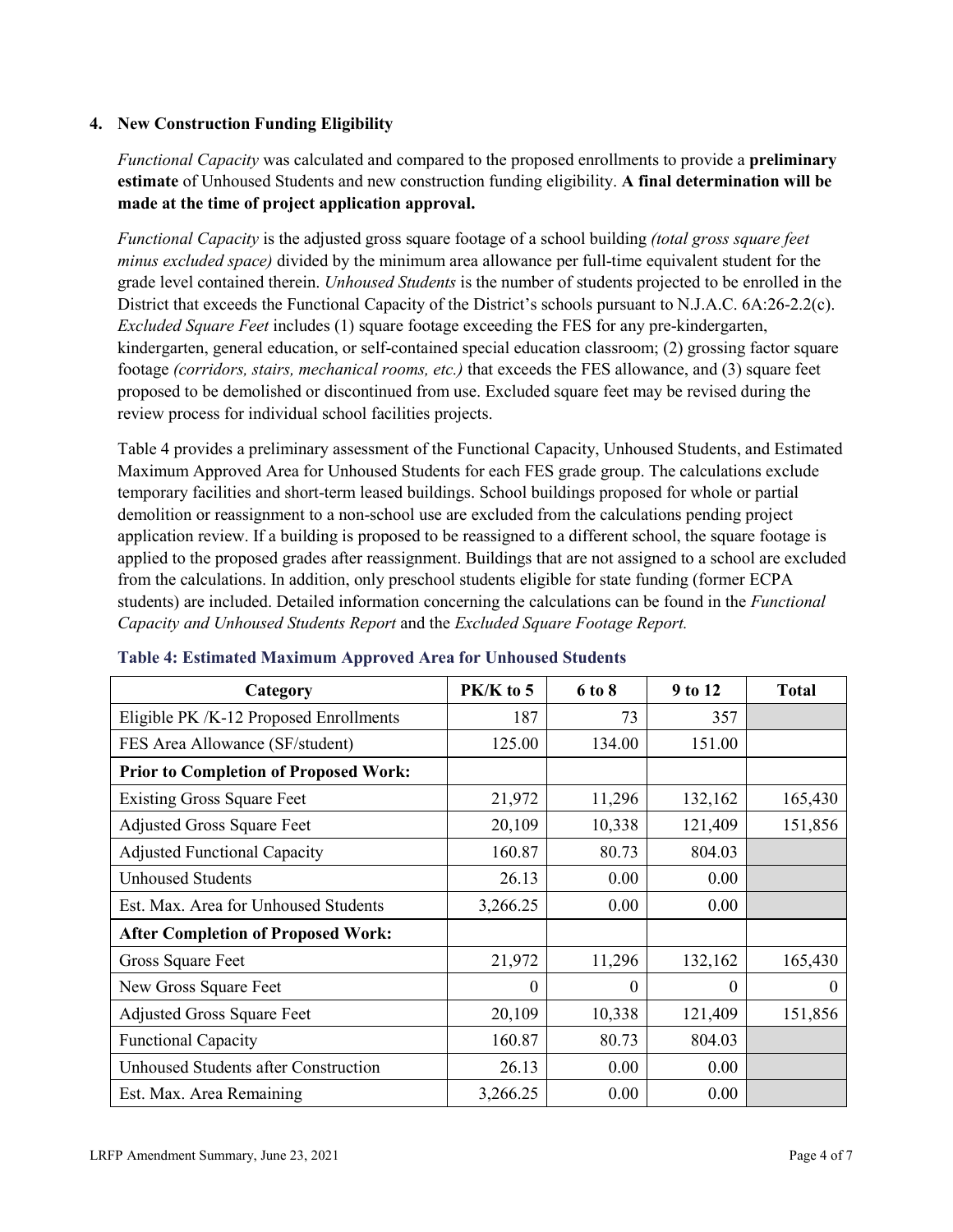### 4. New Construction Funding Eligibility

*Functional Capacity* was calculated and compared to the proposed enrollments to provide a **preliminary estimate** of Unhoused Students and new construction funding eligibility. **A final determination will be made at the time of project application approval.**

*Functional Capacity* is the adjusted gross square footage of a school building *(total gross square feet minus excluded space)* divided by the minimum area allowance per full-time equivalent student for the grade level contained therein. *Unhoused Students* is the number of students projected to be enrolled in the District that exceeds the Functional Capacity of the District's schools pursuant to N.J.A.C. 6A:26-2.2(c). *Excluded Square Feet* includes (1) square footage exceeding the FES for any pre-kindergarten, kindergarten, general education, or self-contained special education classroom; (2) grossing factor square footage *(corridors, stairs, mechanical rooms, etc.)* that exceeds the FES allowance, and (3) square feet proposed to be demolished or discontinued from use. Excluded square feet may be revised during the review process for individual school facilities projects.

Table 4 provides a preliminary assessment of the Functional Capacity, Unhoused Students, and Estimated Maximum Approved Area for Unhoused Students for each FES grade group. The calculations exclude temporary facilities and short-term leased buildings. School buildings proposed for whole or partial demolition or reassignment to a non-school use are excluded from the calculations pending project application review. If a building is proposed to be reassigned to a different school, the square footage is applied to the proposed grades after reassignment. Buildings that are not assigned to a school are excluded from the calculations. In addition, only preschool students eligible for state funding (former ECPA students) are included. Detailed information concerning the calculations can be found in the *Functional Capacity and Unhoused Students Report* and the *Excluded Square Footage Report.*

**Table 4: Estimated Maximum Approved Area for Unhoused Students**

| Category | PK/K to 5 | 6 to 8 | 9 to 12 | Total |
|---|---|---|---|---|
| Eligible PK /K-12 Proposed Enrollments | 187 | 73 | 357 | |
| FES Area Allowance (SF/student) | 125.00 | 134.00 | 151.00 | |
| **Prior to Completion of Proposed Work:** | | | | |
| Existing Gross Square Feet | 21,972 | 11,296 | 132,162 | 165,430 |
| Adjusted Gross Square Feet | 20,109 | 10,338 | 121,409 | 151,856 |
| Adjusted Functional Capacity | 160.87 | 80.73 | 804.03 | |
| Unhoused Students | 26.13 | 0.00 | 0.00 | |
| Est. Max. Area for Unhoused Students | 3,266.25 | 0.00 | 0.00 | |
| **After Completion of Proposed Work:** | | | | |
| Gross Square Feet | 21,972 | 11,296 | 132,162 | 165,430 |
| New Gross Square Feet | 0 | 0 | 0 | 0 |
| Adjusted Gross Square Feet | 20,109 | 10,338 | 121,409 | 151,856 |
| Functional Capacity | 160.87 | 80.73 | 804.03 | |
| Unhoused Students after Construction | 26.13 | 0.00 | 0.00 | |
| Est. Max. Area Remaining | 3,266.25 | 0.00 | 0.00 | |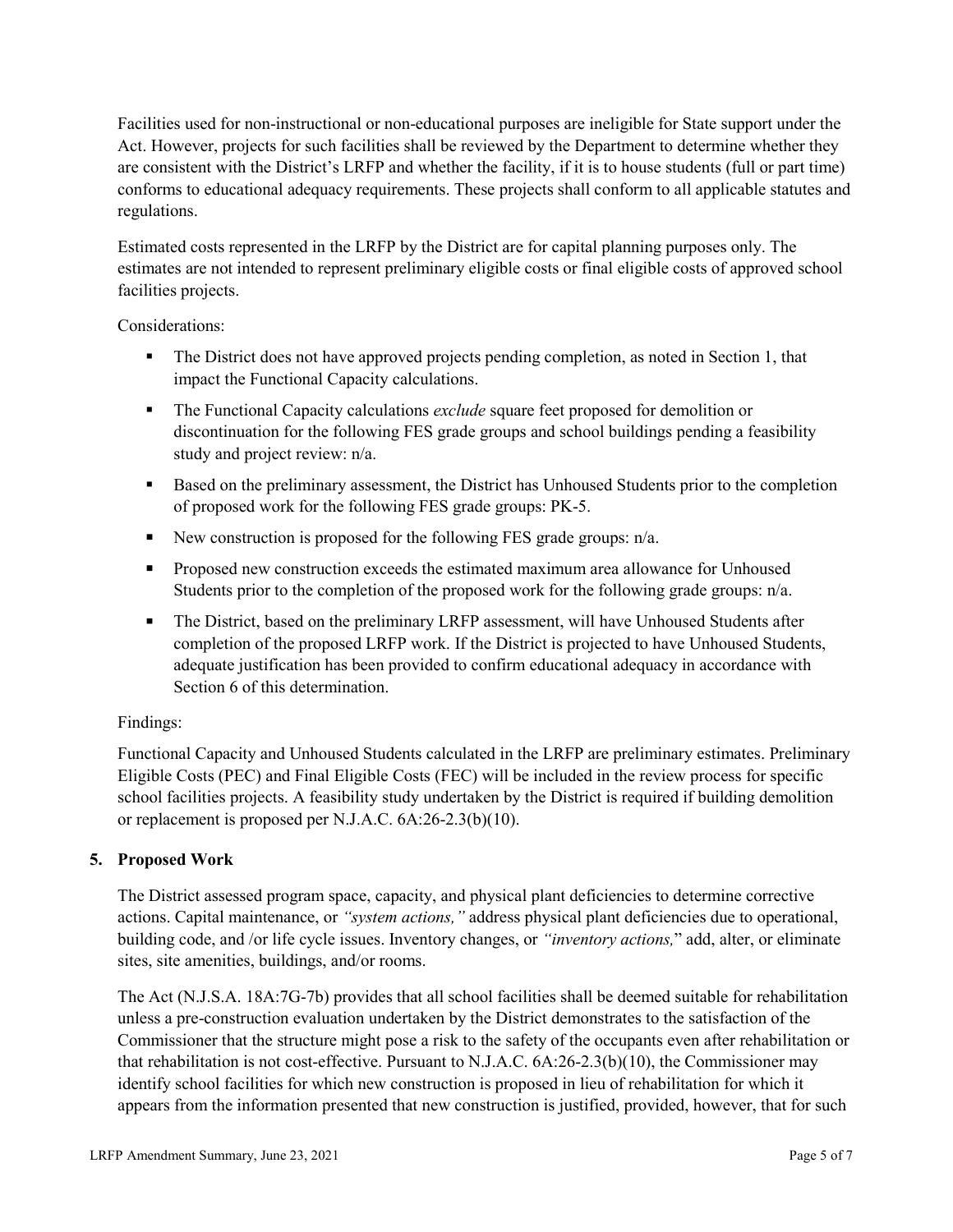Facilities used for non-instructional or non-educational purposes are ineligible for State support under the Act. However, projects for such facilities shall be reviewed by the Department to determine whether they are consistent with the District's LRFP and whether the facility, if it is to house students (full or part time) conforms to educational adequacy requirements. These projects shall conform to all applicable statutes and regulations.

Estimated costs represented in the LRFP by the District are for capital planning purposes only. The estimates are not intended to represent preliminary eligible costs or final eligible costs of approved school facilities projects.

Considerations:

- The District does not have approved projects pending completion, as noted in Section 1, that impact the Functional Capacity calculations.
- The Functional Capacity calculations *exclude* square feet proposed for demolition or discontinuation for the following FES grade groups and school buildings pending a feasibility study and project review: n/a.
- Based on the preliminary assessment, the District has Unhoused Students prior to the completion of proposed work for the following FES grade groups: PK-5.
- New construction is proposed for the following FES grade groups: n/a.
- Proposed new construction exceeds the estimated maximum area allowance for Unhoused Students prior to the completion of the proposed work for the following grade groups: n/a.
- The District, based on the preliminary LRFP assessment, will have Unhoused Students after completion of the proposed LRFP work. If the District is projected to have Unhoused Students, adequate justification has been provided to confirm educational adequacy in accordance with Section 6 of this determination.

Findings:

Functional Capacity and Unhoused Students calculated in the LRFP are preliminary estimates. Preliminary Eligible Costs (PEC) and Final Eligible Costs (FEC) will be included in the review process for specific school facilities projects. A feasibility study undertaken by the District is required if building demolition or replacement is proposed per N.J.A.C. 6A:26-2.3(b)(10).

## 5. Proposed Work

The District assessed program space, capacity, and physical plant deficiencies to determine corrective actions. Capital maintenance, or *"system actions,"* address physical plant deficiencies due to operational, building code, and /or life cycle issues. Inventory changes, or *"inventory actions,"* add, alter, or eliminate sites, site amenities, buildings, and/or rooms.

The Act (N.J.S.A. 18A:7G-7b) provides that all school facilities shall be deemed suitable for rehabilitation unless a pre-construction evaluation undertaken by the District demonstrates to the satisfaction of the Commissioner that the structure might pose a risk to the safety of the occupants even after rehabilitation or that rehabilitation is not cost-effective. Pursuant to N.J.A.C. 6A:26-2.3(b)(10), the Commissioner may identify school facilities for which new construction is proposed in lieu of rehabilitation for which it appears from the information presented that new construction is justified, provided, however, that for such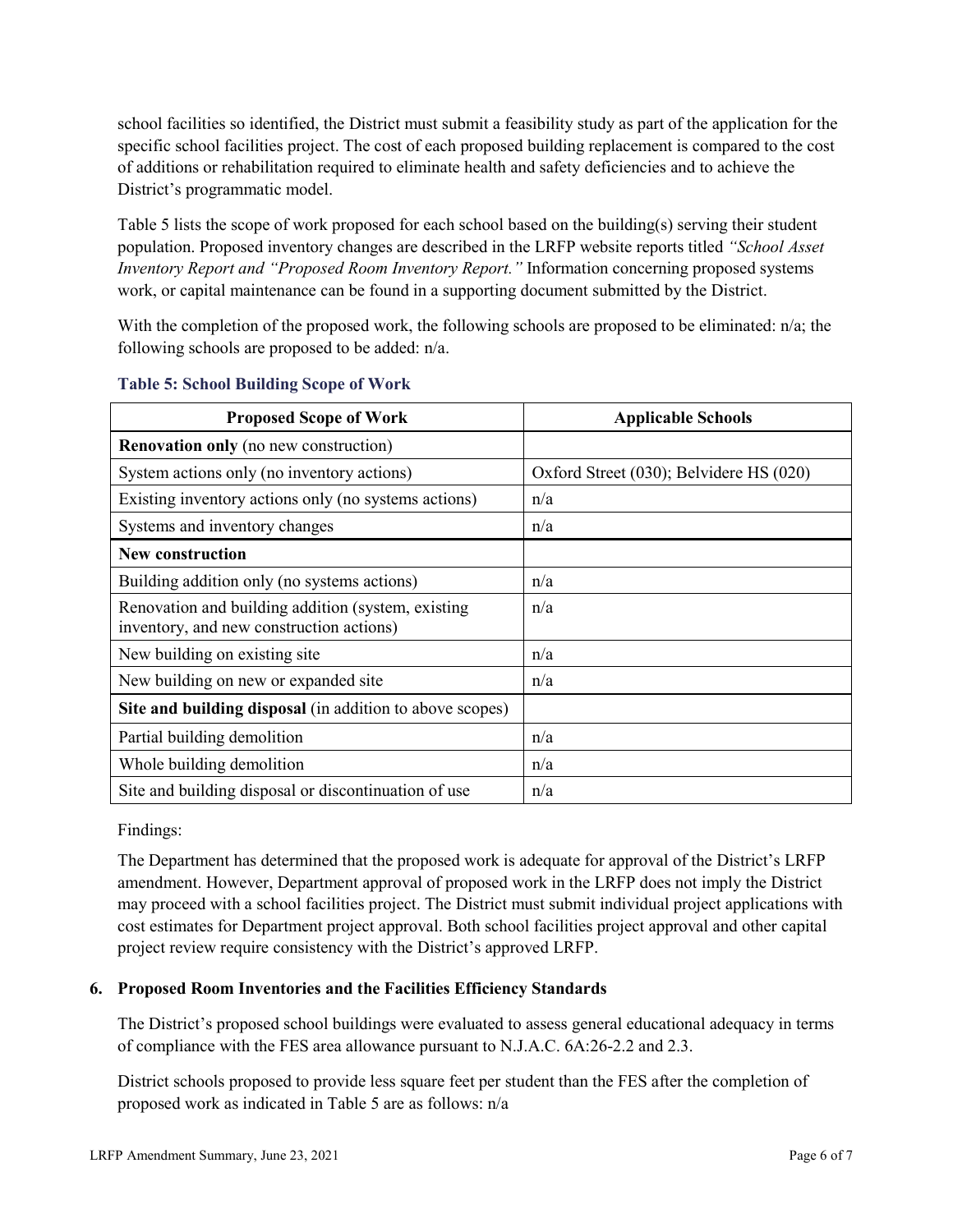school facilities so identified, the District must submit a feasibility study as part of the application for the specific school facilities project. The cost of each proposed building replacement is compared to the cost of additions or rehabilitation required to eliminate health and safety deficiencies and to achieve the District's programmatic model.

Table 5 lists the scope of work proposed for each school based on the building(s) serving their student population. Proposed inventory changes are described in the LRFP website reports titled *"School Asset Inventory Report and "Proposed Room Inventory Report."* Information concerning proposed systems work, or capital maintenance can be found in a supporting document submitted by the District.

With the completion of the proposed work, the following schools are proposed to be eliminated: n/a; the following schools are proposed to be added: n/a.

**Table 5: School Building Scope of Work**

| Proposed Scope of Work | Applicable Schools |
|---|---|
| **Renovation only** (no new construction) | |
| System actions only (no inventory actions) | Oxford Street (030); Belvidere HS (020) |
| Existing inventory actions only (no systems actions) | n/a |
| Systems and inventory changes | n/a |
| **New construction** | |
| Building addition only (no systems actions) | n/a |
| Renovation and building addition (system, existing inventory, and new construction actions) | n/a |
| New building on existing site | n/a |
| New building on new or expanded site | n/a |
| **Site and building disposal** (in addition to above scopes) | |
| Partial building demolition | n/a |
| Whole building demolition | n/a |
| Site and building disposal or discontinuation of use | n/a |

Findings:

The Department has determined that the proposed work is adequate for approval of the District's LRFP amendment. However, Department approval of proposed work in the LRFP does not imply the District may proceed with a school facilities project. The District must submit individual project applications with cost estimates for Department project approval. Both school facilities project approval and other capital project review require consistency with the District's approved LRFP.

### 6. Proposed Room Inventories and the Facilities Efficiency Standards

The District's proposed school buildings were evaluated to assess general educational adequacy in terms of compliance with the FES area allowance pursuant to N.J.A.C. 6A:26-2.2 and 2.3.

District schools proposed to provide less square feet per student than the FES after the completion of proposed work as indicated in Table 5 are as follows: n/a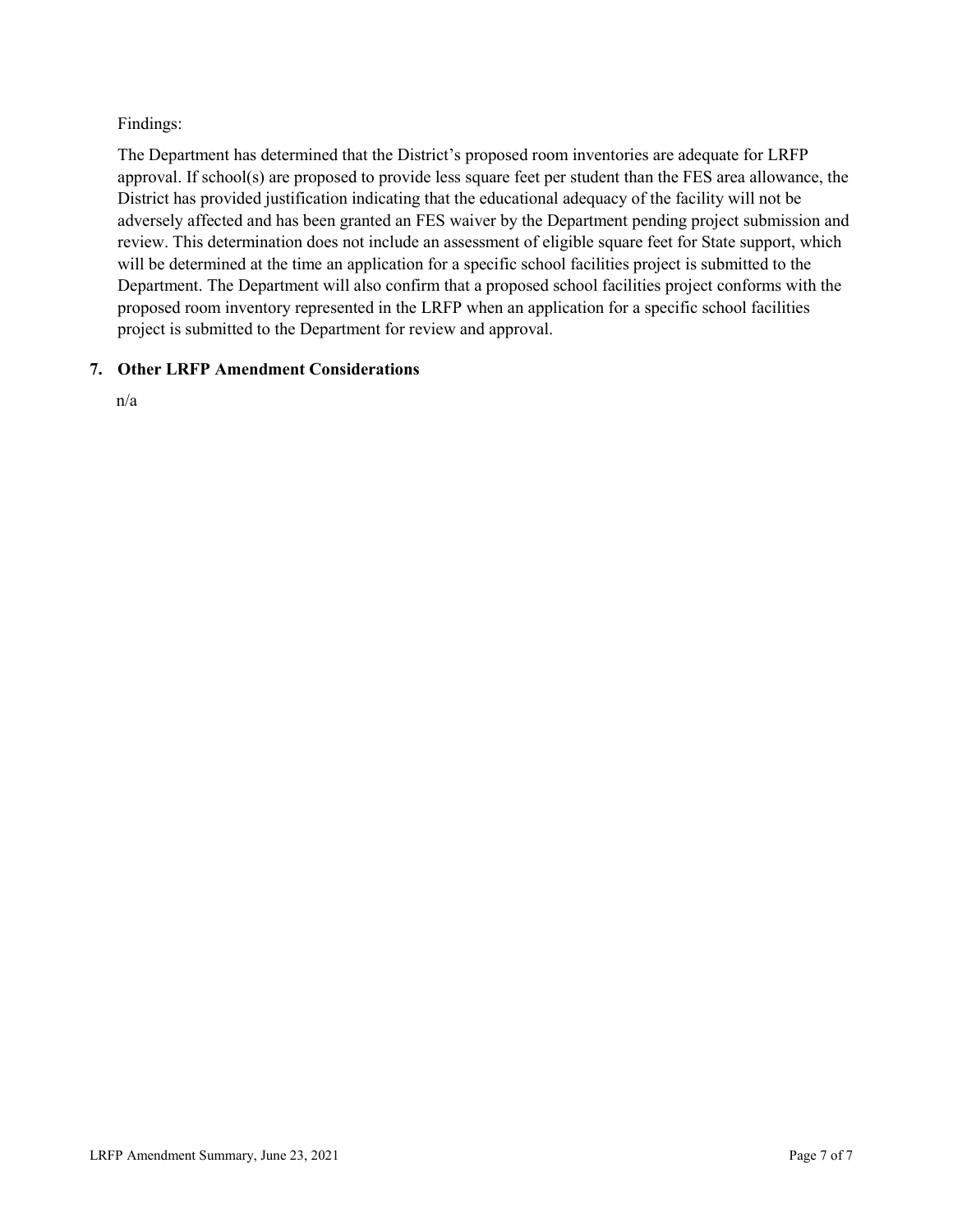Findings:

The Department has determined that the District's proposed room inventories are adequate for LRFP approval. If school(s) are proposed to provide less square feet per student than the FES area allowance, the District has provided justification indicating that the educational adequacy of the facility will not be adversely affected and has been granted an FES waiver by the Department pending project submission and review. This determination does not include an assessment of eligible square feet for State support, which will be determined at the time an application for a specific school facilities project is submitted to the Department. The Department will also confirm that a proposed school facilities project conforms with the proposed room inventory represented in the LRFP when an application for a specific school facilities project is submitted to the Department for review and approval.

## 7. Other LRFP Amendment Considerations

n/a